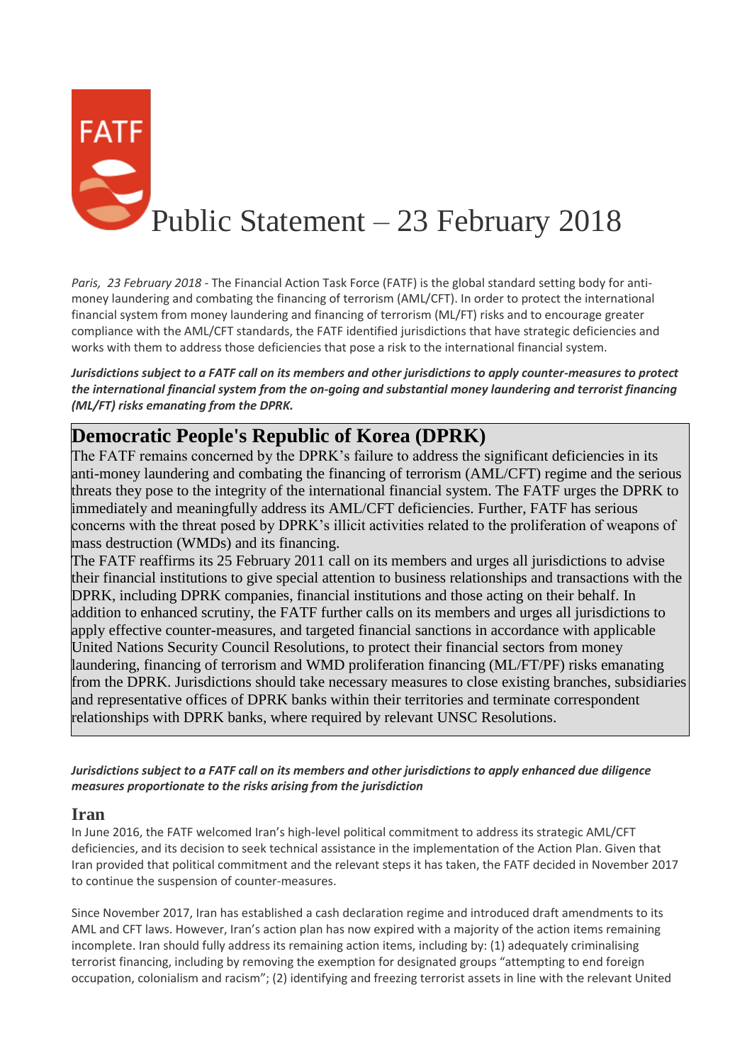# FATF Public Statement – 23 February 2018

*Paris, 23 February 2018* - The Financial Action Task Force (FATF) is the global standard setting body for anti-money laundering and combating the financing of terrorism (AML/CFT). In order to protect the international financial system from money laundering and financing of terrorism (ML/FT) risks and to encourage greater compliance with the AML/CFT standards, the FATF identified jurisdictions that have strategic deficiencies and works with them to address those deficiencies that pose a risk to the international financial system.

***Jurisdictions subject to a FATF call on its members and other jurisdictions to apply counter-measures to protect the international financial system from the on-going and substantial money laundering and terrorist financing (ML/FT) risks emanating from the DPRK.***

## Democratic People's Republic of Korea (DPRK)

The FATF remains concerned by the DPRK's failure to address the significant deficiencies in its anti-money laundering and combating the financing of terrorism (AML/CFT) regime and the serious threats they pose to the integrity of the international financial system. The FATF urges the DPRK to immediately and meaningfully address its AML/CFT deficiencies. Further, FATF has serious concerns with the threat posed by DPRK's illicit activities related to the proliferation of weapons of mass destruction (WMDs) and its financing.

The FATF reaffirms its 25 February 2011 call on its members and urges all jurisdictions to advise their financial institutions to give special attention to business relationships and transactions with the DPRK, including DPRK companies, financial institutions and those acting on their behalf. In addition to enhanced scrutiny, the FATF further calls on its members and urges all jurisdictions to apply effective counter-measures, and targeted financial sanctions in accordance with applicable United Nations Security Council Resolutions, to protect their financial sectors from money laundering, financing of terrorism and WMD proliferation financing (ML/FT/PF) risks emanating from the DPRK. Jurisdictions should take necessary measures to close existing branches, subsidiaries and representative offices of DPRK banks within their territories and terminate correspondent relationships with DPRK banks, where required by relevant UNSC Resolutions.

***Jurisdictions subject to a FATF call on its members and other jurisdictions to apply enhanced due diligence measures proportionate to the risks arising from the jurisdiction***

## Iran

In June 2016, the FATF welcomed Iran's high-level political commitment to address its strategic AML/CFT deficiencies, and its decision to seek technical assistance in the implementation of the Action Plan. Given that Iran provided that political commitment and the relevant steps it has taken, the FATF decided in November 2017 to continue the suspension of counter-measures.

Since November 2017, Iran has established a cash declaration regime and introduced draft amendments to its AML and CFT laws. However, Iran's action plan has now expired with a majority of the action items remaining incomplete. Iran should fully address its remaining action items, including by: (1) adequately criminalising terrorist financing, including by removing the exemption for designated groups "attempting to end foreign occupation, colonialism and racism"; (2) identifying and freezing terrorist assets in line with the relevant United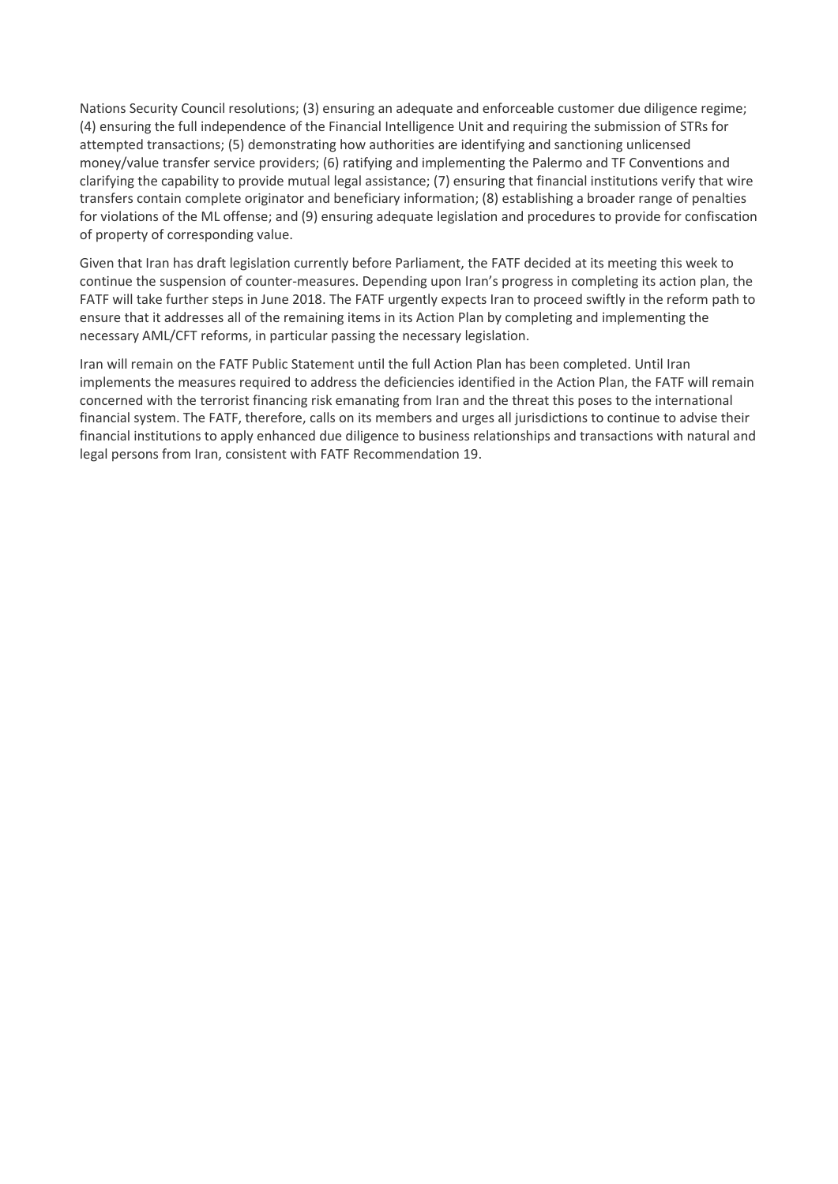Nations Security Council resolutions; (3) ensuring an adequate and enforceable customer due diligence regime; (4) ensuring the full independence of the Financial Intelligence Unit and requiring the submission of STRs for attempted transactions; (5) demonstrating how authorities are identifying and sanctioning unlicensed money/value transfer service providers; (6) ratifying and implementing the Palermo and TF Conventions and clarifying the capability to provide mutual legal assistance; (7) ensuring that financial institutions verify that wire transfers contain complete originator and beneficiary information; (8) establishing a broader range of penalties for violations of the ML offense; and (9) ensuring adequate legislation and procedures to provide for confiscation of property of corresponding value.

Given that Iran has draft legislation currently before Parliament, the FATF decided at its meeting this week to continue the suspension of counter-measures. Depending upon Iran's progress in completing its action plan, the FATF will take further steps in June 2018. The FATF urgently expects Iran to proceed swiftly in the reform path to ensure that it addresses all of the remaining items in its Action Plan by completing and implementing the necessary AML/CFT reforms, in particular passing the necessary legislation.

Iran will remain on the FATF Public Statement until the full Action Plan has been completed. Until Iran implements the measures required to address the deficiencies identified in the Action Plan, the FATF will remain concerned with the terrorist financing risk emanating from Iran and the threat this poses to the international financial system. The FATF, therefore, calls on its members and urges all jurisdictions to continue to advise their financial institutions to apply enhanced due diligence to business relationships and transactions with natural and legal persons from Iran, consistent with FATF Recommendation 19.